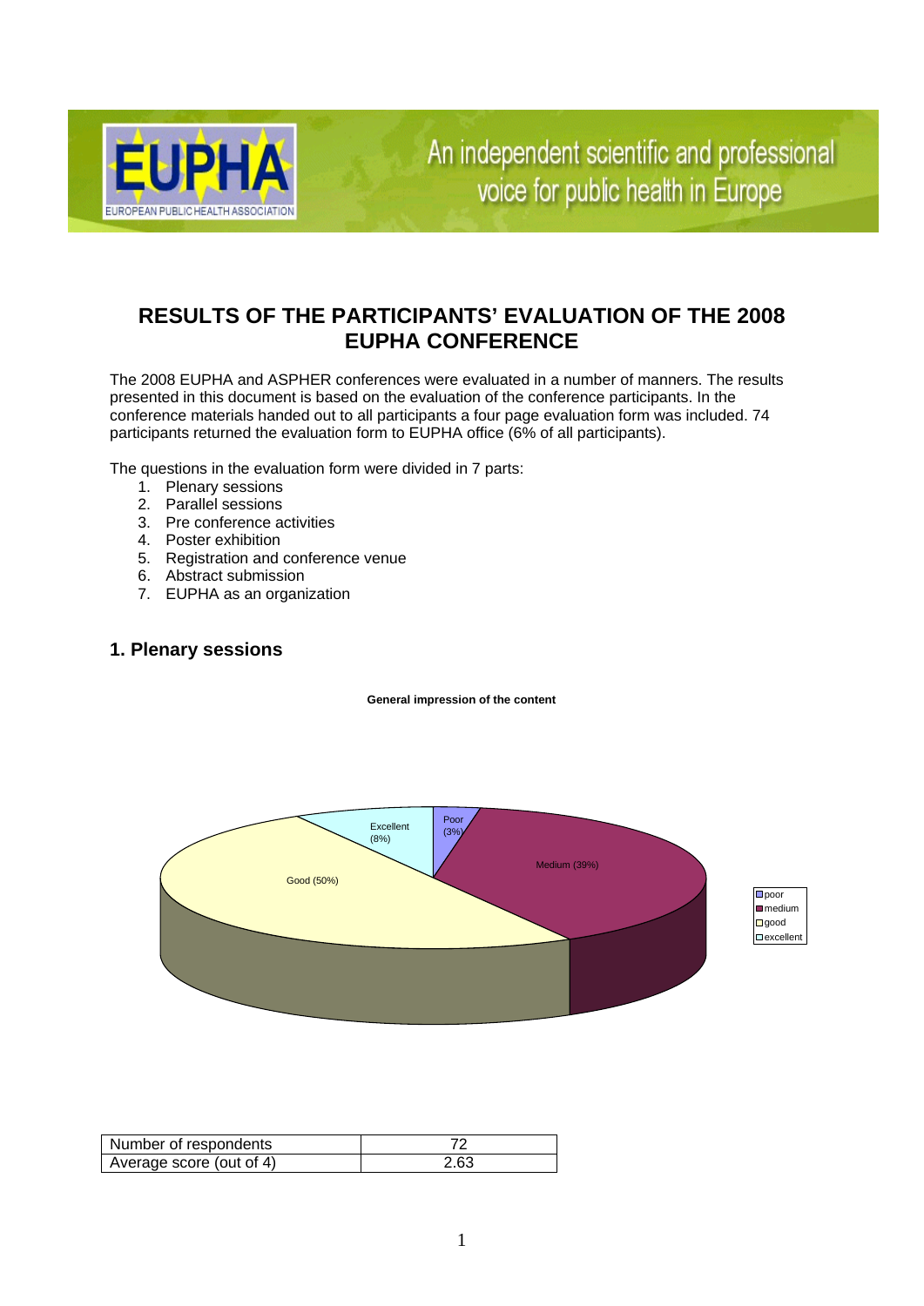# RESULTS OF THE PARTICIPANTS' EVALUATION OF THE 2008 EUPHA CONFERENCE

The 2008 EUPHA and ASPHER conferences were evaluated in a number of manners. The results presented in this document is based on the evaluation of the conference participants. In the conference materials handed out to all participants a four page evaluation form was included. 74 participants returned the evaluation form to EUPHA office (6% of all participants).

The questions in the evaluation form were divided in 7 parts:

1. Plenary sessions
2. Parallel sessions
3. Pre conference activities
4. Poster exhibition
5. Registration and conference venue
6. Abstract submission
7. EUPHA as an organization

## 1. Plenary sessions

**General impression of the content**

| Number of respondents | 72 |
|---|---|
| Average score (out of 4) | 2.63 |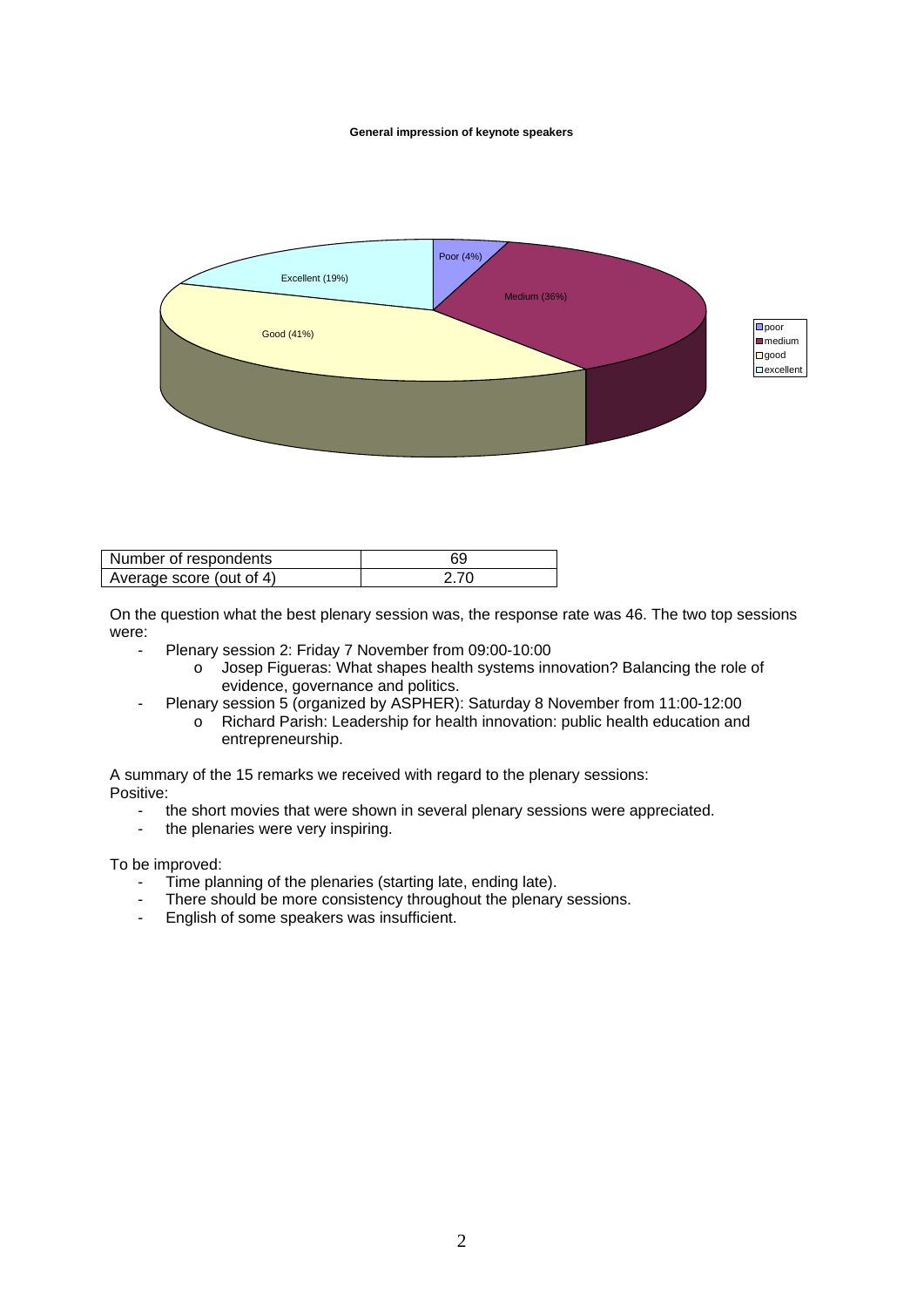**General impression of keynote speakers**

| Number of respondents | 69 |
| --- | --- |
| Average score (out of 4) | 2.70 |

On the question what the best plenary session was, the response rate was 46. The two top sessions were:

- Plenary session 2: Friday 7 November from 09:00-10:00
  - o Josep Figueras: What shapes health systems innovation? Balancing the role of evidence, governance and politics.
- Plenary session 5 (organized by ASPHER): Saturday 8 November from 11:00-12:00
  - o Richard Parish: Leadership for health innovation: public health education and entrepreneurship.

A summary of the 15 remarks we received with regard to the plenary sessions:
Positive:

- the short movies that were shown in several plenary sessions were appreciated.
- the plenaries were very inspiring.

To be improved:

- Time planning of the plenaries (starting late, ending late).
- There should be more consistency throughout the plenary sessions.
- English of some speakers was insufficient.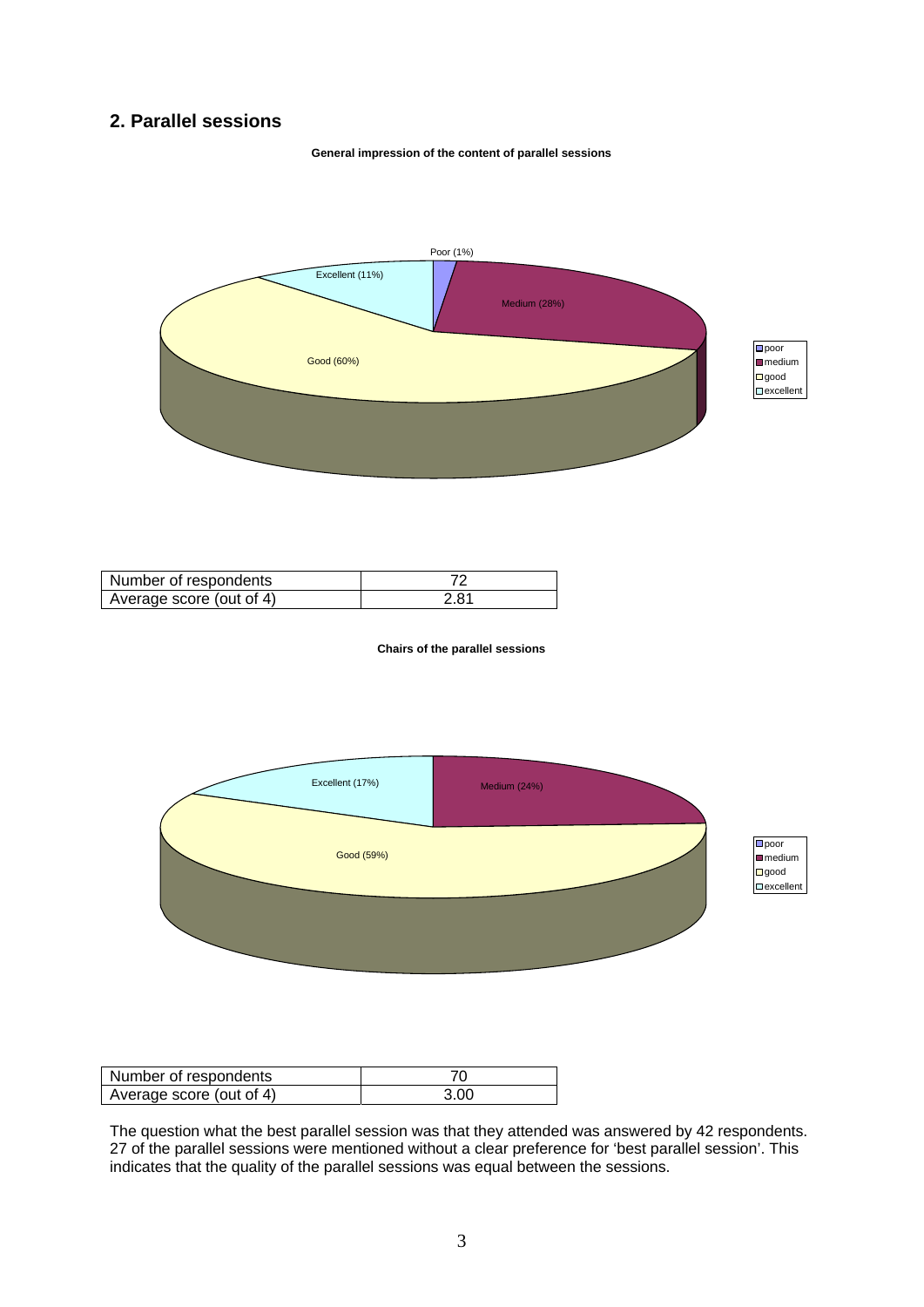## 2. Parallel sessions

**General impression of the content of parallel sessions**

Poor (1%)
Excellent (11%)
Medium (28%)
Good (60%)

- poor
- medium
- good
- excellent

| Number of respondents | 72 |
|---|---|
| Average score (out of 4) | 2.81 |

**Chairs of the parallel sessions**

Excellent (17%)
Medium (24%)
Good (59%)

- poor
- medium
- good
- excellent

| Number of respondents | 70 |
|---|---|
| Average score (out of 4) | 3.00 |

The question what the best parallel session was that they attended was answered by 42 respondents. 27 of the parallel sessions were mentioned without a clear preference for 'best parallel session'. This indicates that the quality of the parallel sessions was equal between the sessions.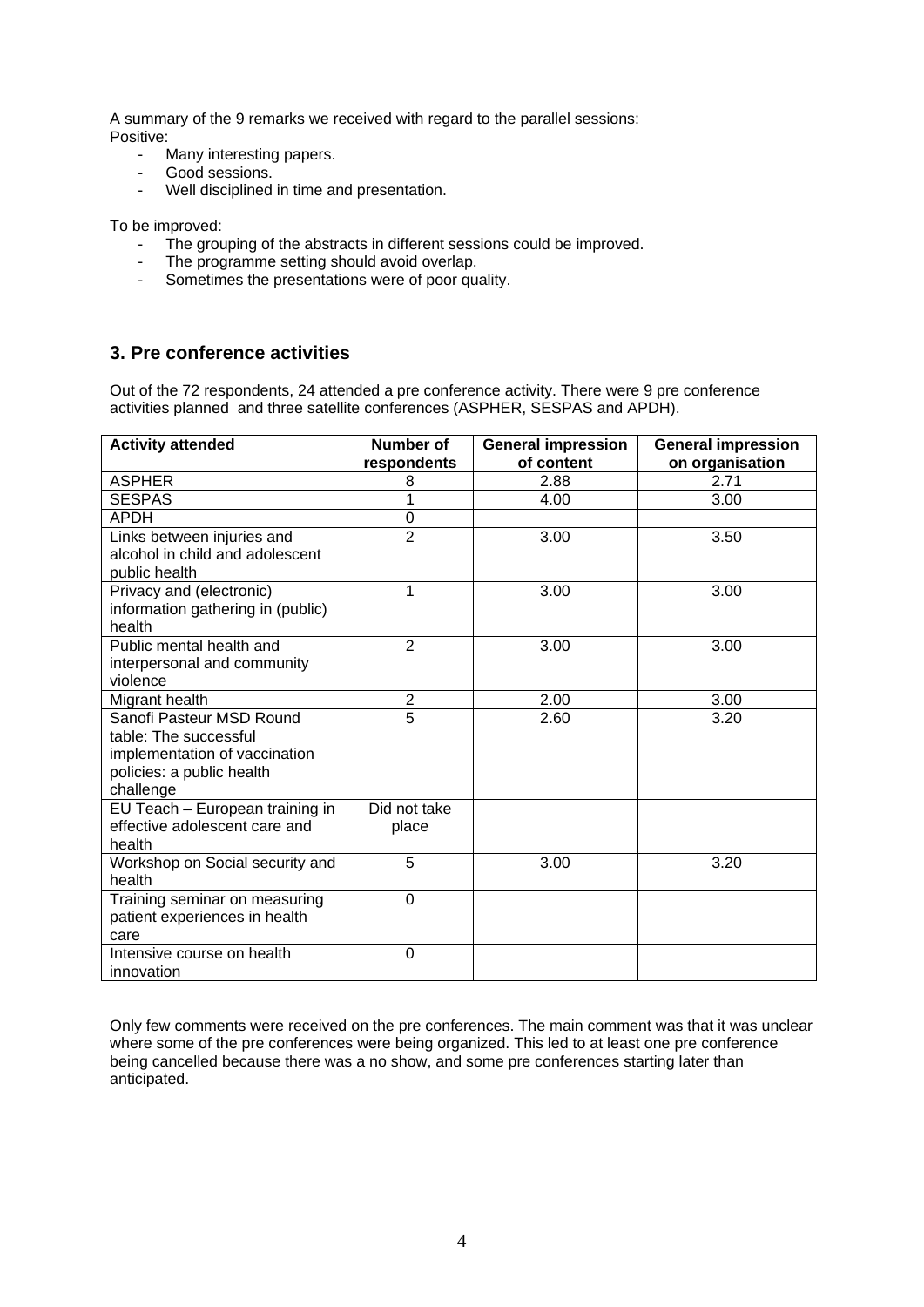A summary of the 9 remarks we received with regard to the parallel sessions:
Positive:

- Many interesting papers.
- Good sessions.
- Well disciplined in time and presentation.

To be improved:

- The grouping of the abstracts in different sessions could be improved.
- The programme setting should avoid overlap.
- Sometimes the presentations were of poor quality.

## 3. Pre conference activities

Out of the 72 respondents, 24 attended a pre conference activity. There were 9 pre conference activities planned and three satellite conferences (ASPHER, SESPAS and APDH).

| Activity attended | Number of respondents | General impression of content | General impression on organisation |
|---|---|---|---|
| ASPHER | 8 | 2.88 | 2.71 |
| SESPAS | 1 | 4.00 | 3.00 |
| APDH | 0 | | |
| Links between injuries and alcohol in child and adolescent public health | 2 | 3.00 | 3.50 |
| Privacy and (electronic) information gathering in (public) health | 1 | 3.00 | 3.00 |
| Public mental health and interpersonal and community violence | 2 | 3.00 | 3.00 |
| Migrant health | 2 | 2.00 | 3.00 |
| Sanofi Pasteur MSD Round table: The successful implementation of vaccination policies: a public health challenge | 5 | 2.60 | 3.20 |
| EU Teach – European training in effective adolescent care and health | Did not take place | | |
| Workshop on Social security and health | 5 | 3.00 | 3.20 |
| Training seminar on measuring patient experiences in health care | 0 | | |
| Intensive course on health innovation | 0 | | |

Only few comments were received on the pre conferences. The main comment was that it was unclear where some of the pre conferences were being organized. This led to at least one pre conference being cancelled because there was a no show, and some pre conferences starting later than anticipated.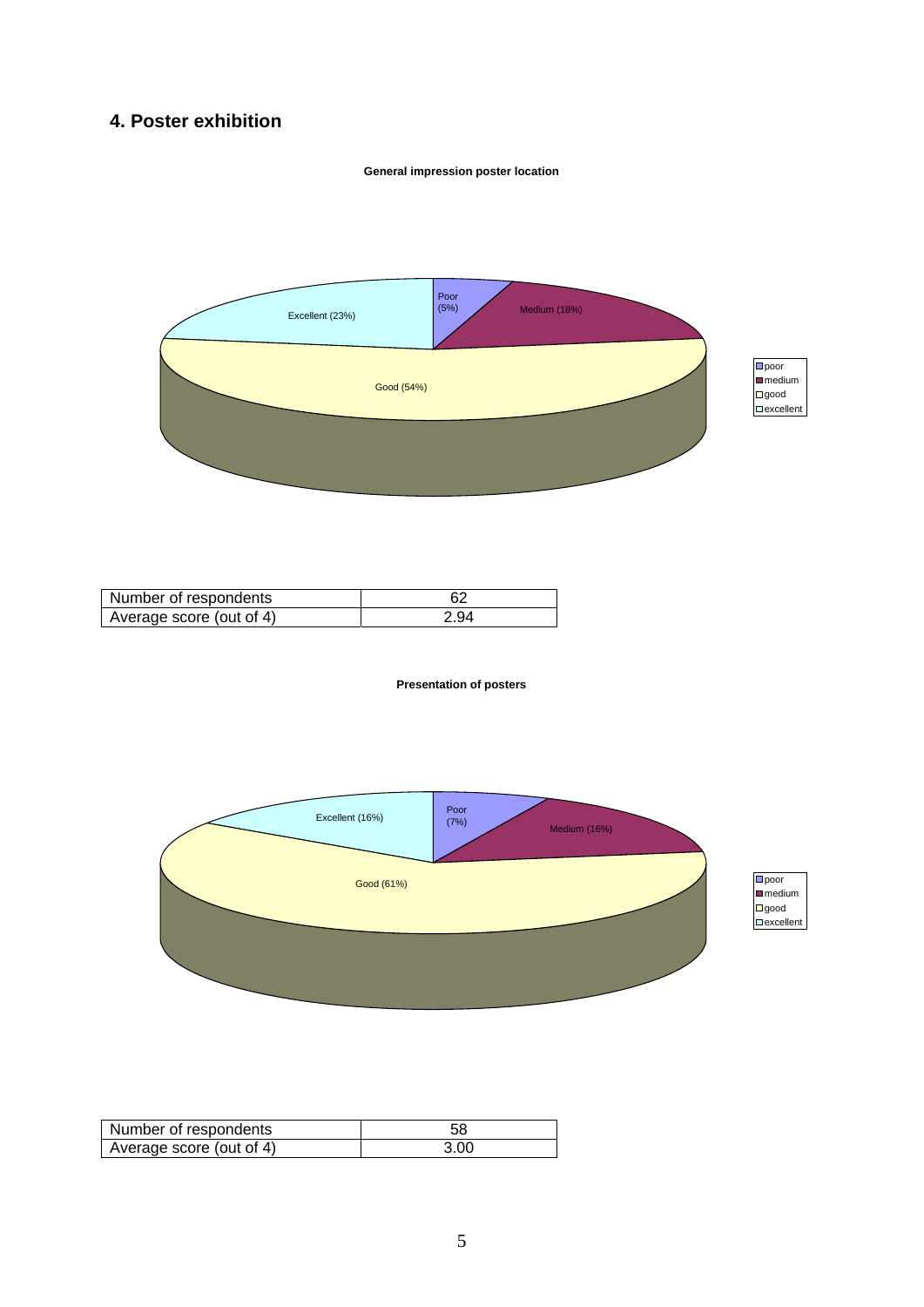## 4. Poster exhibition

**General impression poster location**

| Number of respondents | 62 |
|---|---|
| Average score (out of 4) | 2.94 |

**Presentation of posters**

| Number of respondents | 58 |
|---|---|
| Average score (out of 4) | 3.00 |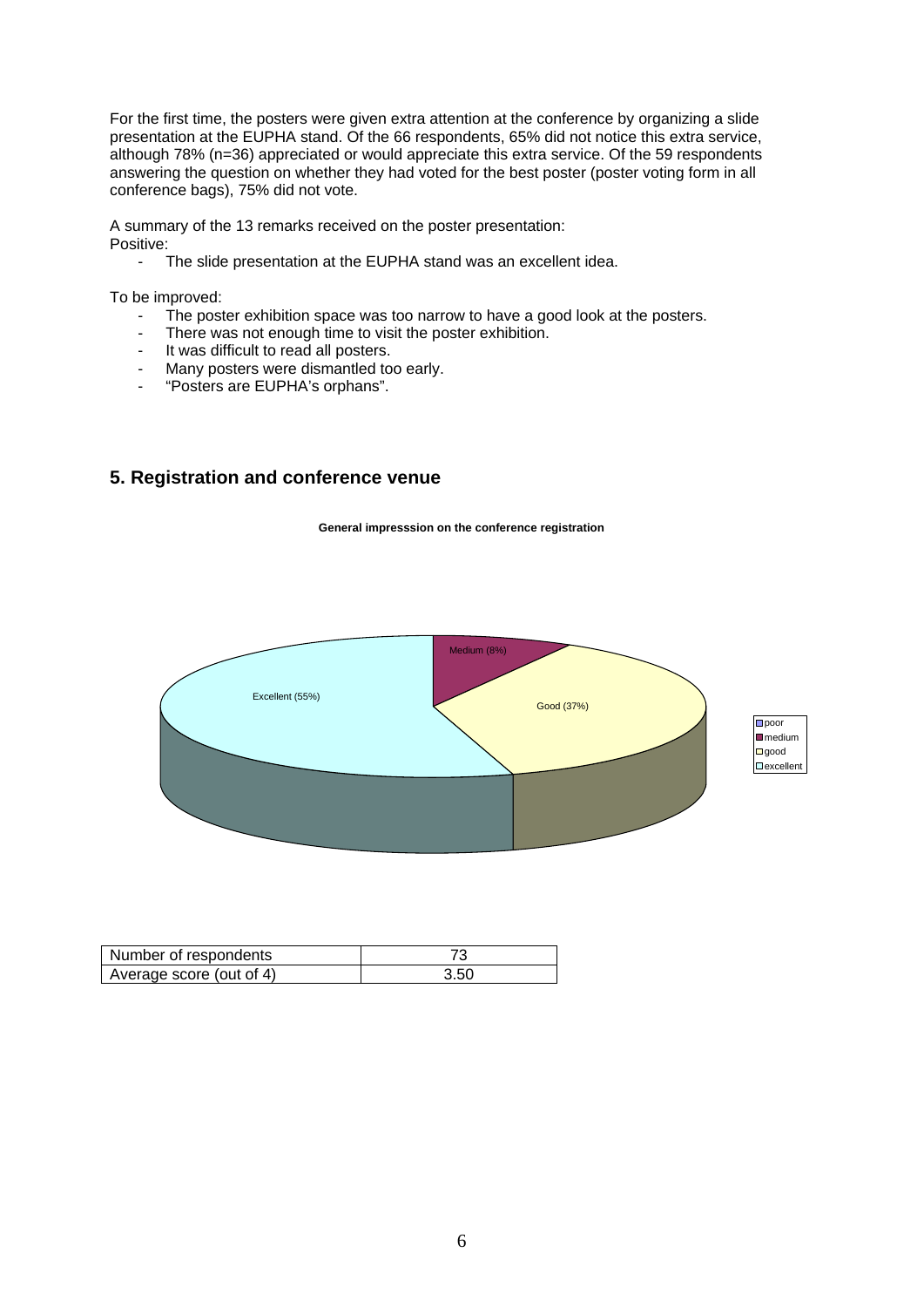For the first time, the posters were given extra attention at the conference by organizing a slide presentation at the EUPHA stand. Of the 66 respondents, 65% did not notice this extra service, although 78% (n=36) appreciated or would appreciate this extra service. Of the 59 respondents answering the question on whether they had voted for the best poster (poster voting form in all conference bags), 75% did not vote.

A summary of the 13 remarks received on the poster presentation:
Positive:

- The slide presentation at the EUPHA stand was an excellent idea.

To be improved:

- The poster exhibition space was too narrow to have a good look at the posters.
- There was not enough time to visit the poster exhibition.
- It was difficult to read all posters.
- Many posters were dismantled too early.
- "Posters are EUPHA's orphans".

## 5. Registration and conference venue

**General impresssion on the conference registration**

Medium (8%)
Good (37%)
Excellent (55%)

poor
medium
good
excellent

| Number of respondents | 73 |
|---|---|
| Average score (out of 4) | 3.50 |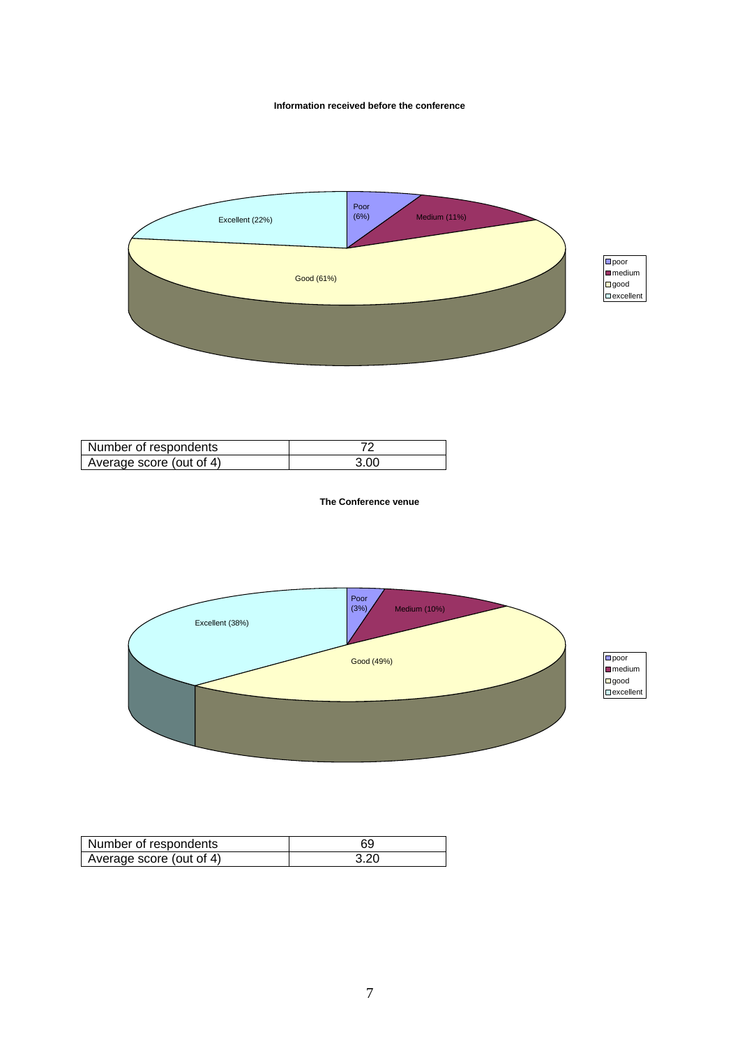**Information received before the conference**

Poor (6%)
Medium (11%)
Good (61%)
Excellent (22%)

| Number of respondents | 72 |
| --- | --- |
| Average score (out of 4) | 3.00 |

**The Conference venue**

Poor (3%)
Medium (10%)
Good (49%)
Excellent (38%)

| Number of respondents | 69 |
| --- | --- |
| Average score (out of 4) | 3.20 |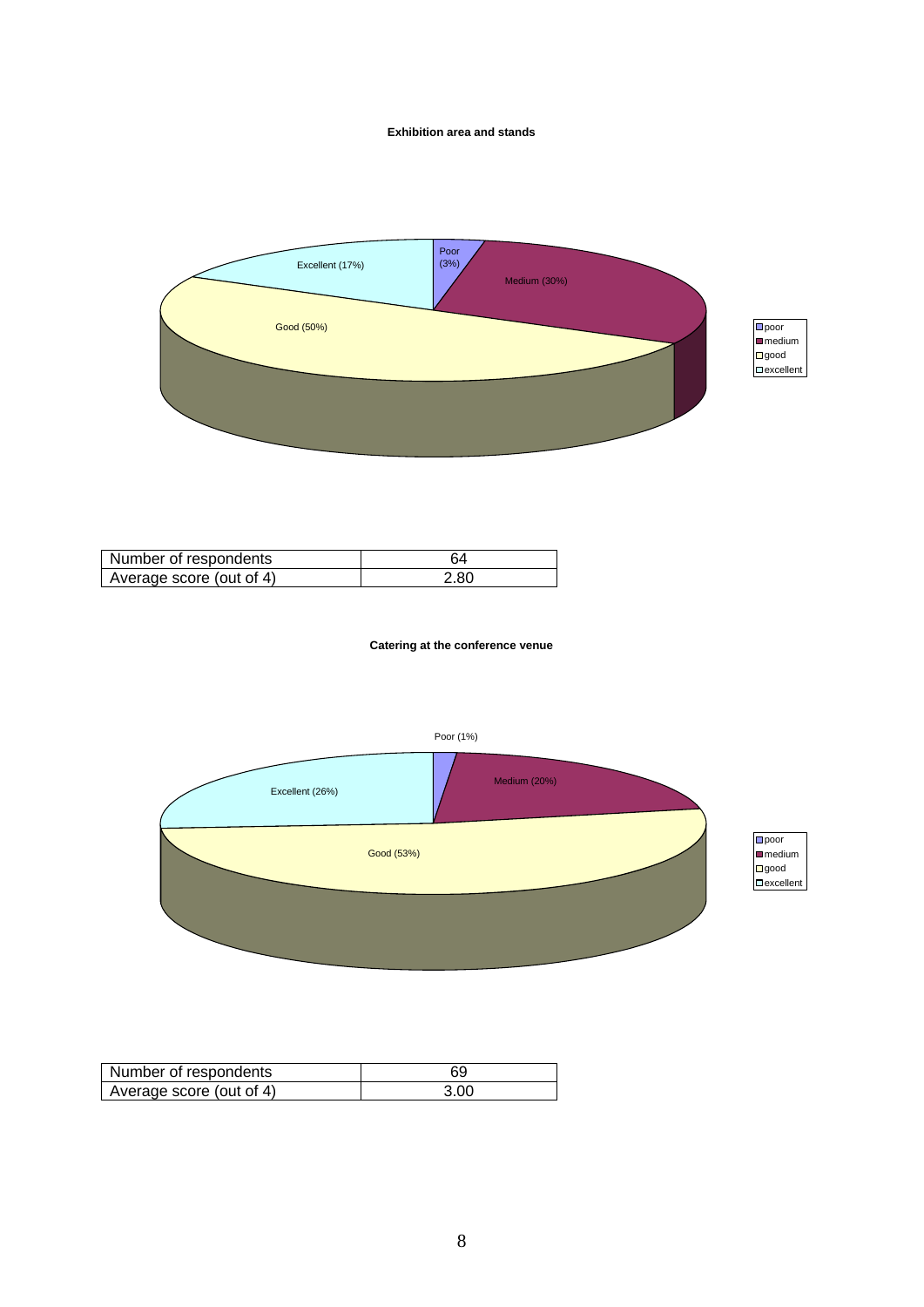**Exhibition area and stands**

Poor (3%)
Medium (30%)
Good (50%)
Excellent (17%)

| Number of respondents | 64 |
|---|---|
| Average score (out of 4) | 2.80 |

**Catering at the conference venue**

Poor (1%)
Medium (20%)
Good (53%)
Excellent (26%)

| Number of respondents | 69 |
|---|---|
| Average score (out of 4) | 3.00 |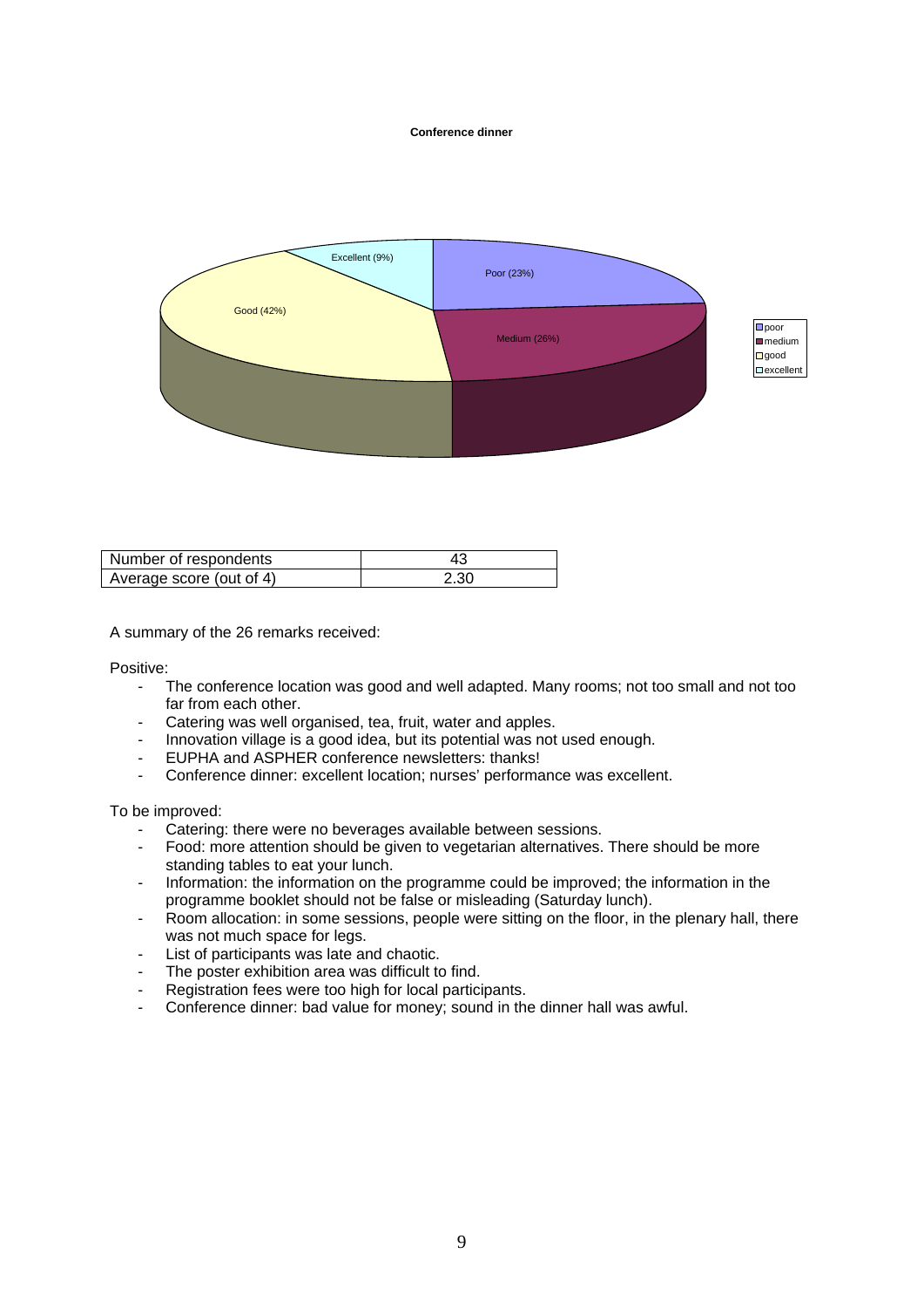**Conference dinner**

| Number of respondents | 43 |
|---|---|
| Average score (out of 4) | 2.30 |

A summary of the 26 remarks received:

Positive:

- The conference location was good and well adapted. Many rooms; not too small and not too far from each other.
- Catering was well organised, tea, fruit, water and apples.
- Innovation village is a good idea, but its potential was not used enough.
- EUPHA and ASPHER conference newsletters: thanks!
- Conference dinner: excellent location; nurses' performance was excellent.

To be improved:

- Catering: there were no beverages available between sessions.
- Food: more attention should be given to vegetarian alternatives. There should be more standing tables to eat your lunch.
- Information: the information on the programme could be improved; the information in the programme booklet should not be false or misleading (Saturday lunch).
- Room allocation: in some sessions, people were sitting on the floor, in the plenary hall, there was not much space for legs.
- List of participants was late and chaotic.
- The poster exhibition area was difficult to find.
- Registration fees were too high for local participants.
- Conference dinner: bad value for money; sound in the dinner hall was awful.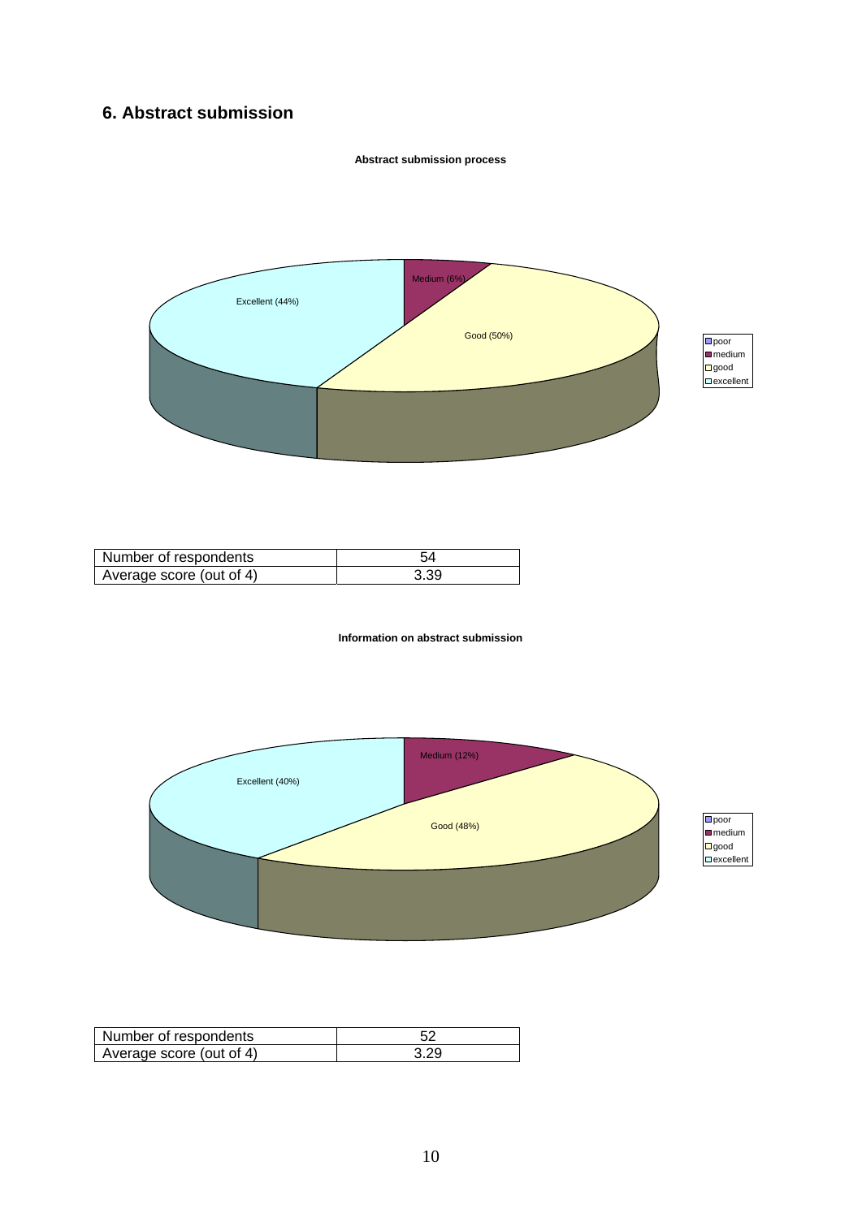## 6. Abstract submission

**Abstract submission process**

| Number of respondents | 54 |
|---|---|
| Average score (out of 4) | 3.39 |

**Information on abstract submission**

| Number of respondents | 52 |
|---|---|
| Average score (out of 4) | 3.29 |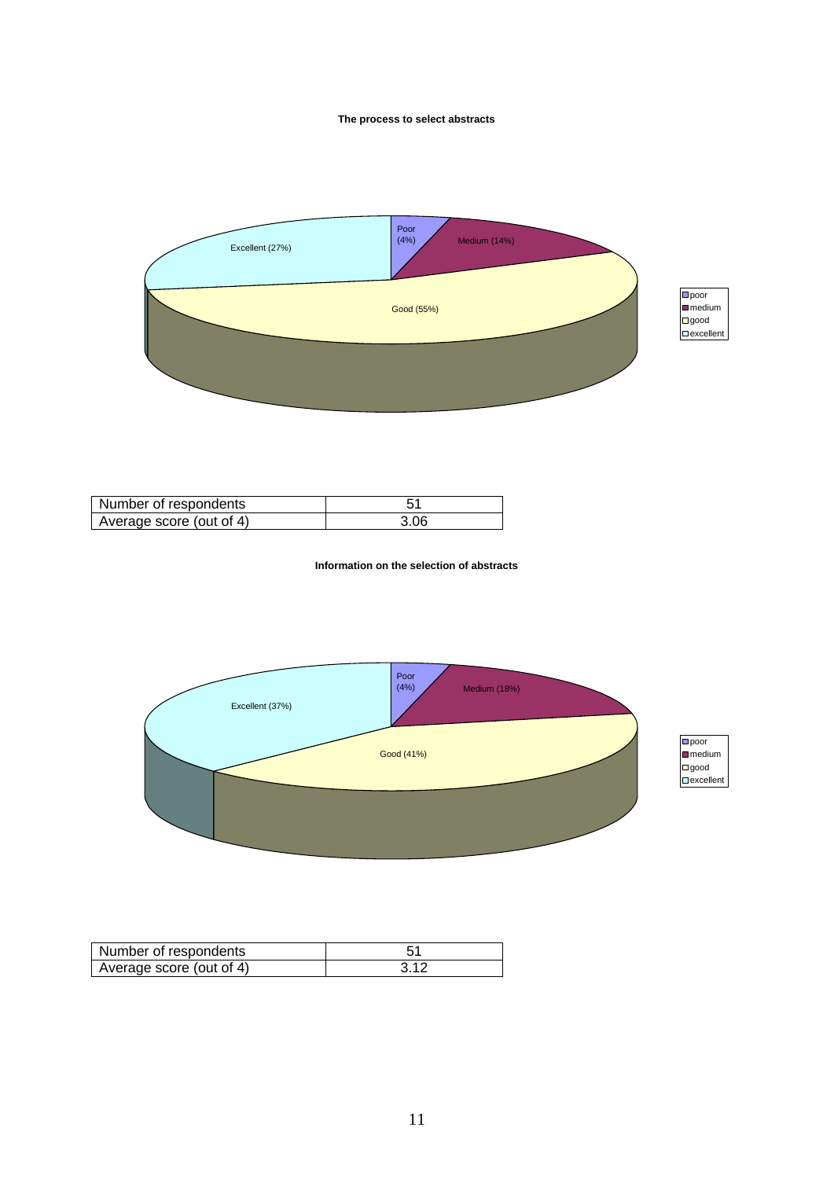**The process to select abstracts**

Poor (4%)
Medium (14%)
Good (55%)
Excellent (27%)

poor
medium
good
excellent

| Number of respondents | 51 |
|---|---|
| Average score (out of 4) | 3.06 |

**Information on the selection of abstracts**

Poor (4%)
Medium (18%)
Good (41%)
Excellent (37%)

poor
medium
good
excellent

| Number of respondents | 51 |
|---|---|
| Average score (out of 4) | 3.12 |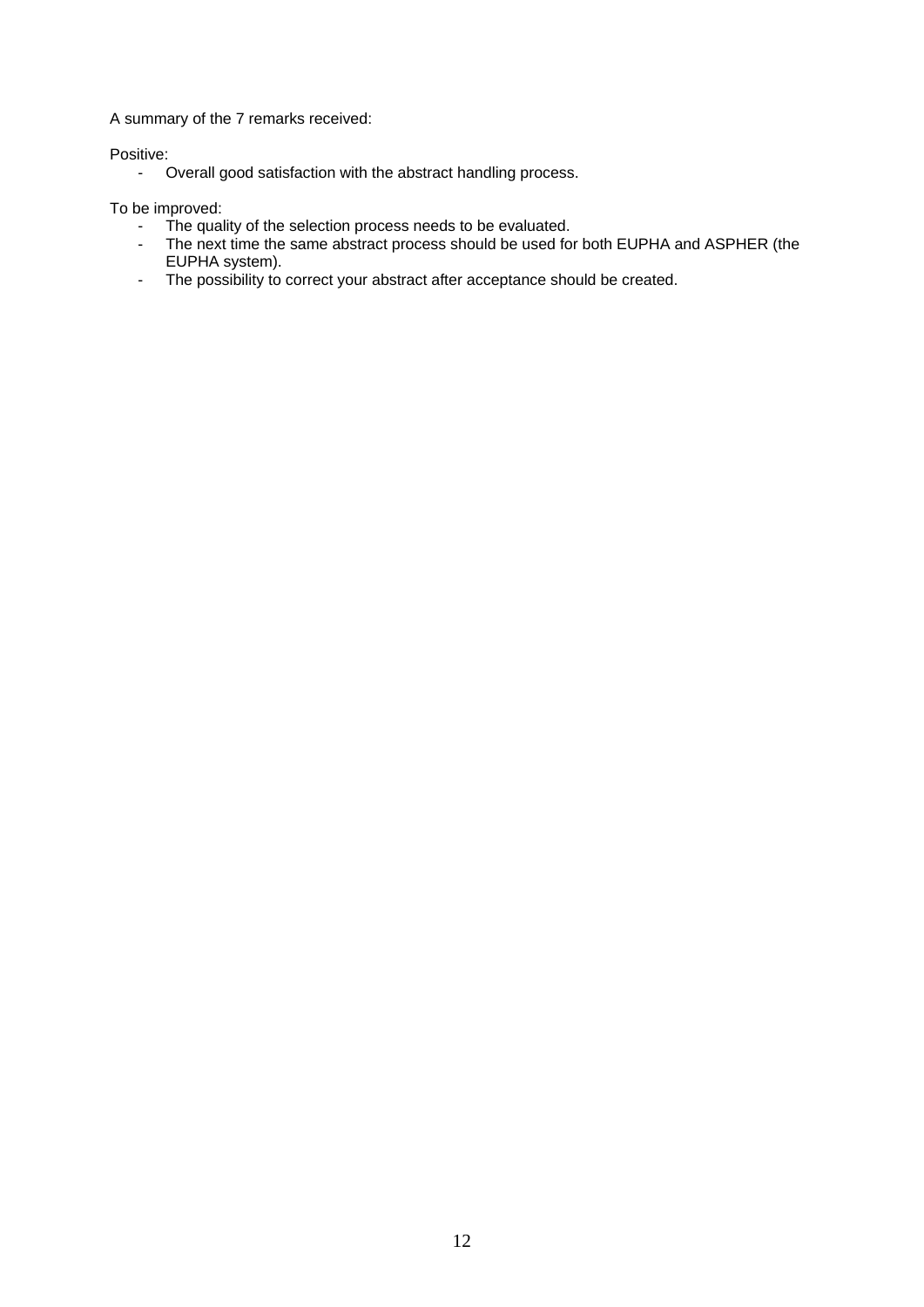A summary of the 7 remarks received:

Positive:

- Overall good satisfaction with the abstract handling process.

To be improved:

- The quality of the selection process needs to be evaluated.
- The next time the same abstract process should be used for both EUPHA and ASPHER (the EUPHA system).
- The possibility to correct your abstract after acceptance should be created.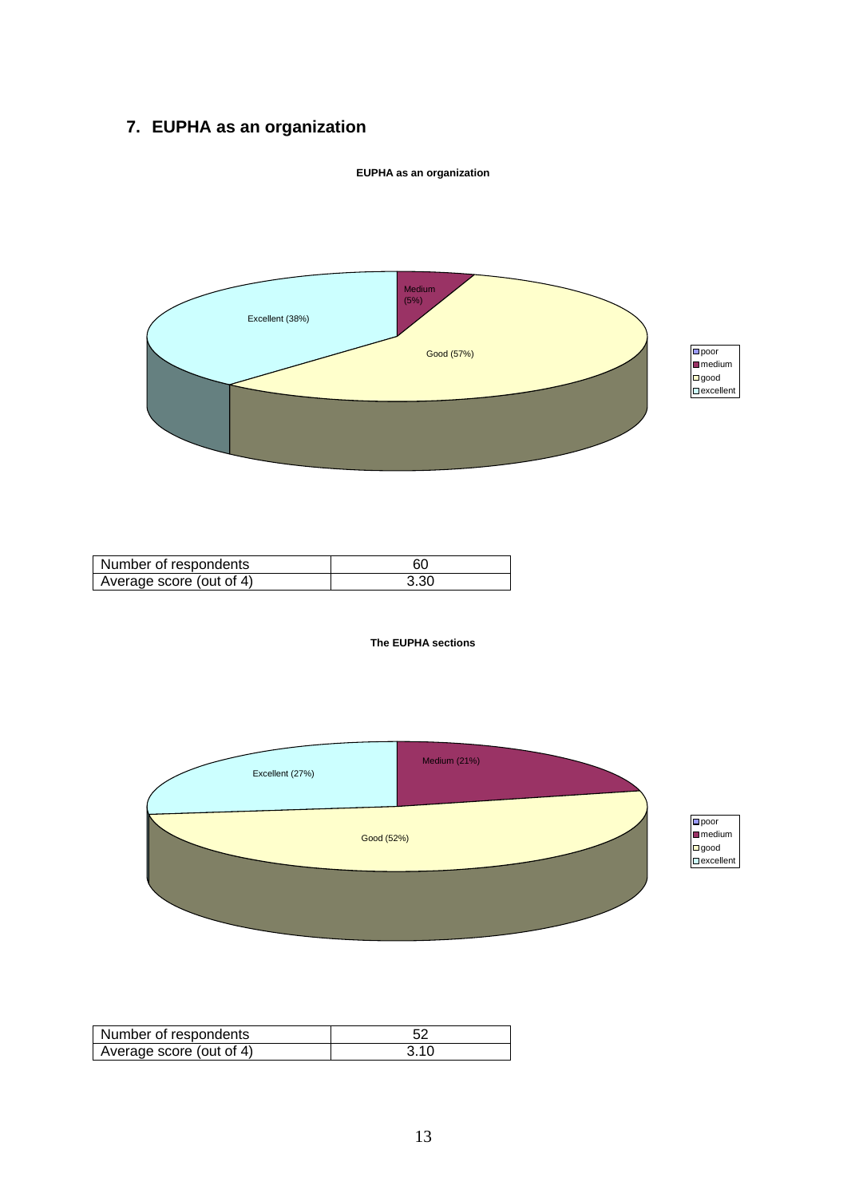## 7. EUPHA as an organization

**EUPHA as an organization**

Excellent (38%)

Medium (5%)

Good (57%)

- poor
- medium
- good
- excellent

| Number of respondents | 60 |
|---|---|
| Average score (out of 4) | 3.30 |

**The EUPHA sections**

Excellent (27%)

Medium (21%)

Good (52%)

- poor
- medium
- good
- excellent

| Number of respondents | 52 |
|---|---|
| Average score (out of 4) | 3.10 |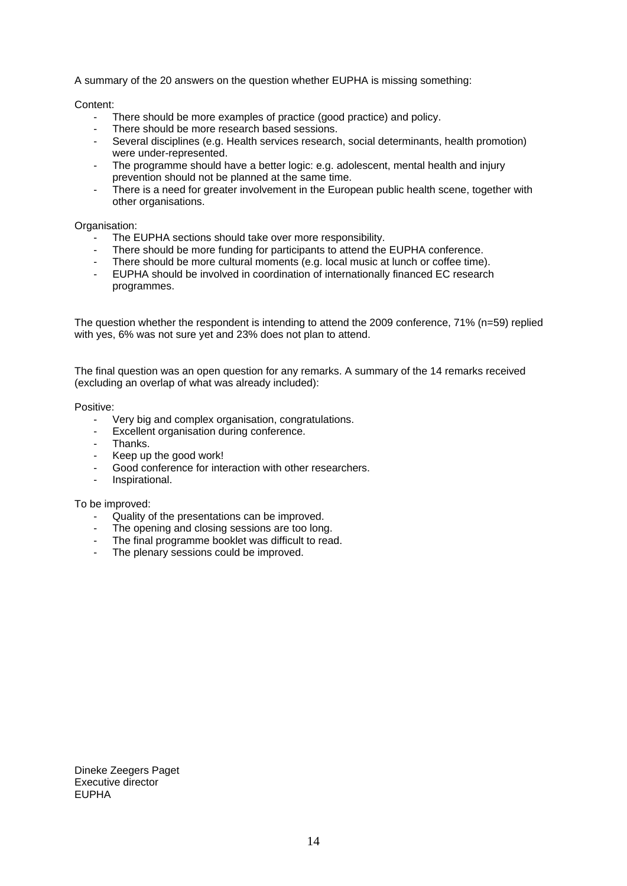A summary of the 20 answers on the question whether EUPHA is missing something:

Content:

- There should be more examples of practice (good practice) and policy.
- There should be more research based sessions.
- Several disciplines (e.g. Health services research, social determinants, health promotion) were under-represented.
- The programme should have a better logic: e.g. adolescent, mental health and injury prevention should not be planned at the same time.
- There is a need for greater involvement in the European public health scene, together with other organisations.

Organisation:

- The EUPHA sections should take over more responsibility.
- There should be more funding for participants to attend the EUPHA conference.
- There should be more cultural moments (e.g. local music at lunch or coffee time).
- EUPHA should be involved in coordination of internationally financed EC research programmes.

The question whether the respondent is intending to attend the 2009 conference, 71% (n=59) replied with yes, 6% was not sure yet and 23% does not plan to attend.

The final question was an open question for any remarks. A summary of the 14 remarks received (excluding an overlap of what was already included):

Positive:

- Very big and complex organisation, congratulations.
- Excellent organisation during conference.
- Thanks.
- Keep up the good work!
- Good conference for interaction with other researchers.
- Inspirational.

To be improved:

- Quality of the presentations can be improved.
- The opening and closing sessions are too long.
- The final programme booklet was difficult to read.
- The plenary sessions could be improved.

Dineke Zeegers Paget
Executive director
EUPHA